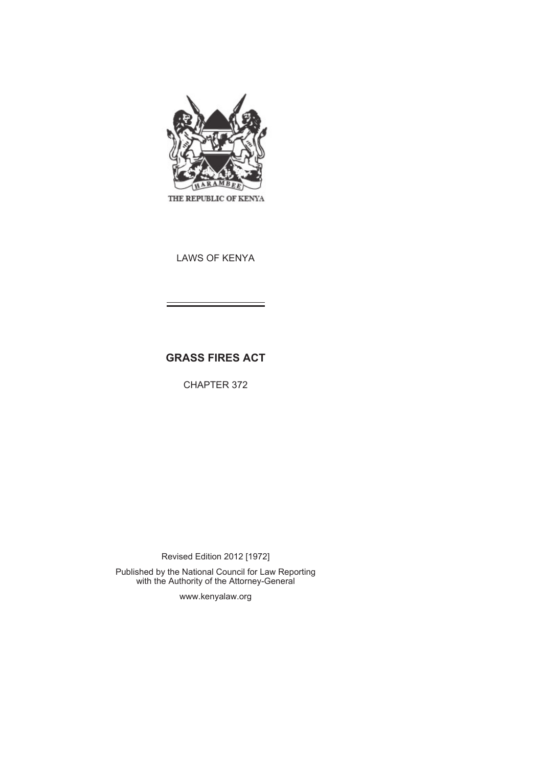THE REPUBLIC OF KENYA

LAWS OF KENYA

# GRASS FIRES ACT

CHAPTER 372

Revised Edition 2012 [1972]

Published by the National Council for Law Reporting with the Authority of the Attorney-General

www.kenyalaw.org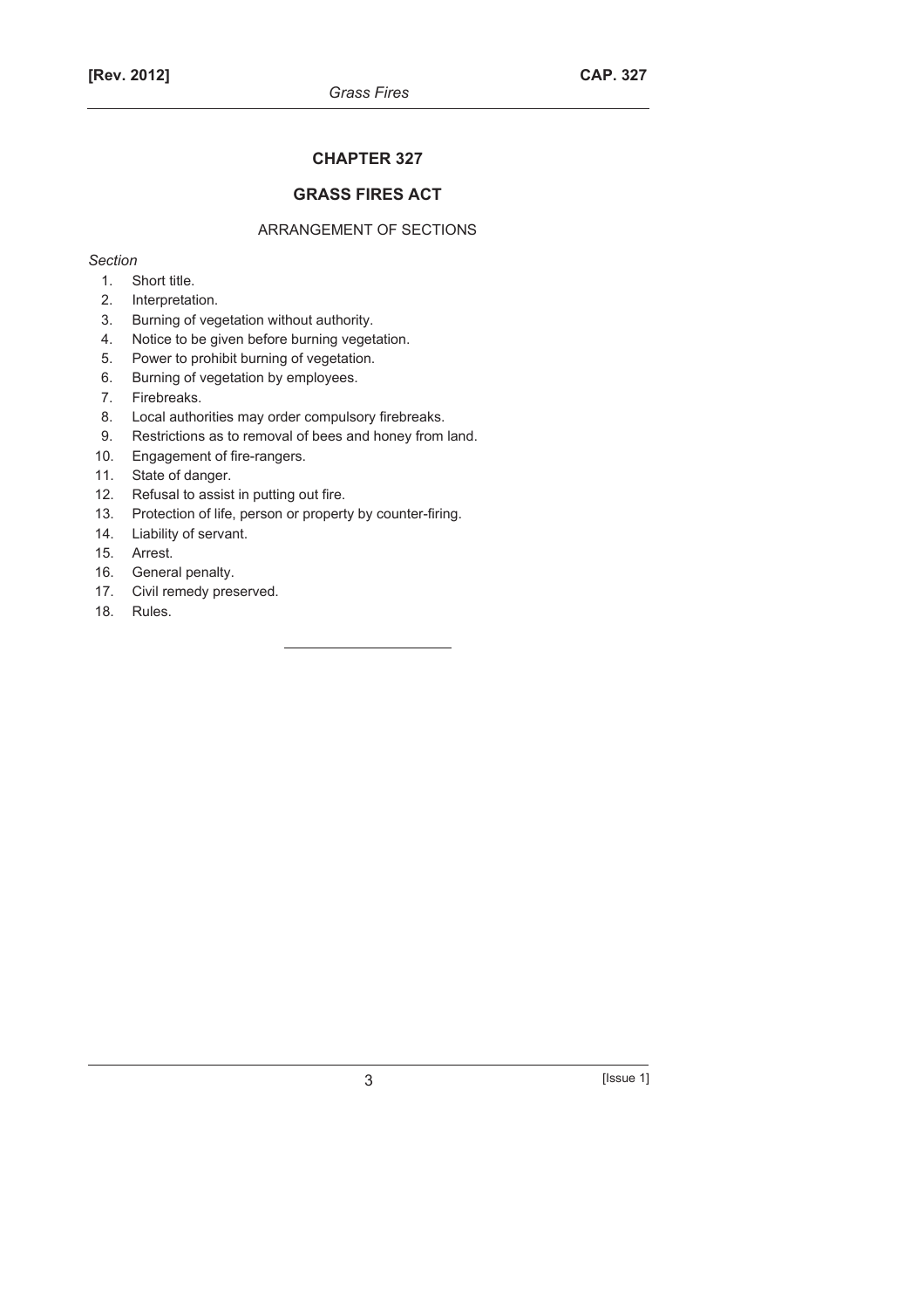# CHAPTER 327

## GRASS FIRES ACT

ARRANGEMENT OF SECTIONS

*Section*

1. Short title.
2. Interpretation.
3. Burning of vegetation without authority.
4. Notice to be given before burning vegetation.
5. Power to prohibit burning of vegetation.
6. Burning of vegetation by employees.
7. Firebreaks.
8. Local authorities may order compulsory firebreaks.
9. Restrictions as to removal of bees and honey from land.
10. Engagement of fire-rangers.
11. State of danger.
12. Refusal to assist in putting out fire.
13. Protection of life, person or property by counter-firing.
14. Liability of servant.
15. Arrest.
16. General penalty.
17. Civil remedy preserved.
18. Rules.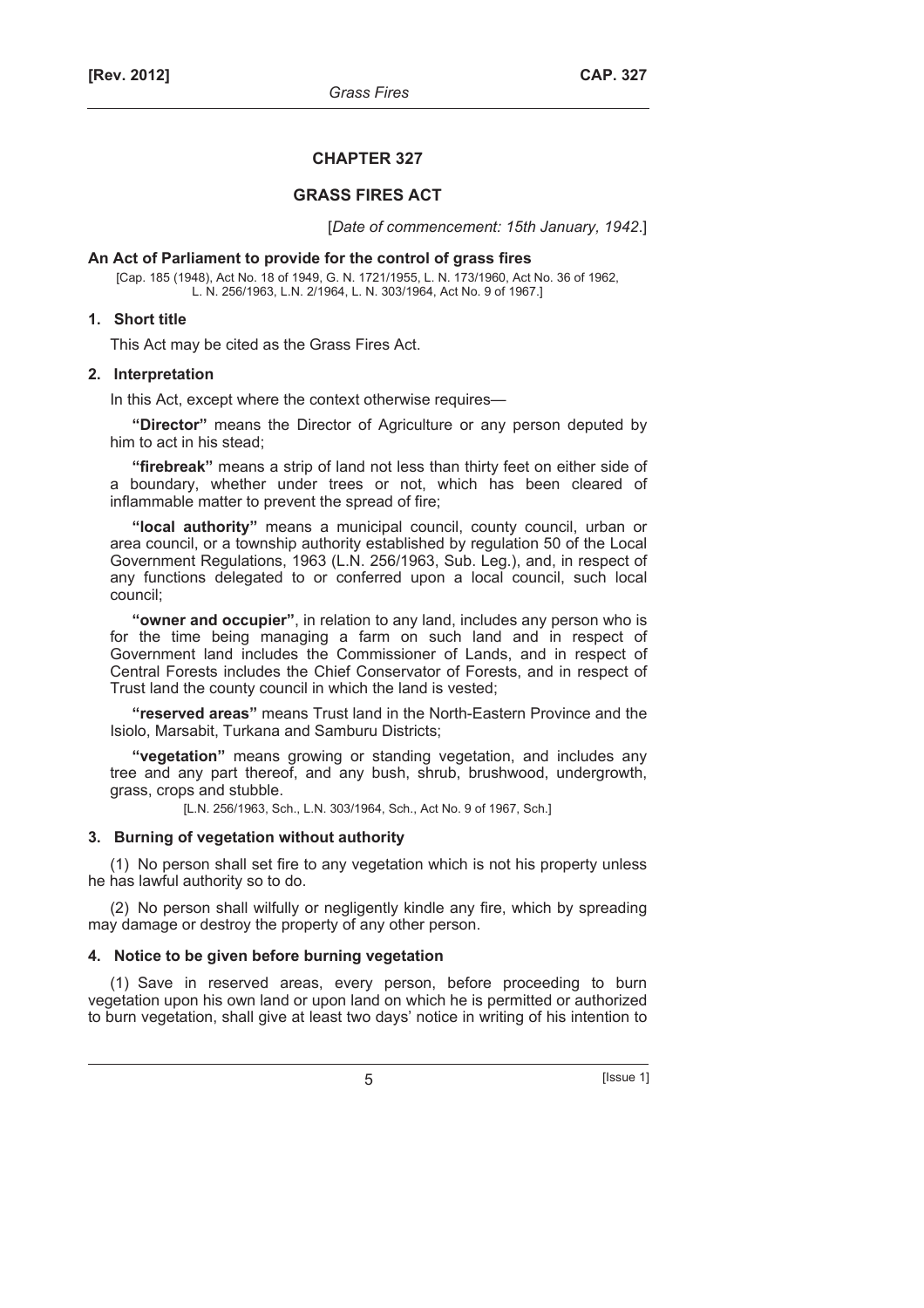# CHAPTER 327

## GRASS FIRES ACT

[*Date of commencement: 15th January, 1942*.]

**An Act of Parliament to provide for the control of grass fires**

[Cap. 185 (1948), Act No. 18 of 1949, G. N. 1721/1955, L. N. 173/1960, Act No. 36 of 1962, L. N. 256/1963, L.N. 2/1964, L. N. 303/1964, Act No. 9 of 1967.]

### 1. Short title

This Act may be cited as the Grass Fires Act.

### 2. Interpretation

In this Act, except where the context otherwise requires—

**"Director"** means the Director of Agriculture or any person deputed by him to act in his stead;

**"firebreak"** means a strip of land not less than thirty feet on either side of a boundary, whether under trees or not, which has been cleared of inflammable matter to prevent the spread of fire;

**"local authority"** means a municipal council, county council, urban or area council, or a township authority established by regulation 50 of the Local Government Regulations, 1963 (L.N. 256/1963, Sub. Leg.), and, in respect of any functions delegated to or conferred upon a local council, such local council;

**"owner and occupier"**, in relation to any land, includes any person who is for the time being managing a farm on such land and in respect of Government land includes the Commissioner of Lands, and in respect of Central Forests includes the Chief Conservator of Forests, and in respect of Trust land the county council in which the land is vested;

**"reserved areas"** means Trust land in the North-Eastern Province and the Isiolo, Marsabit, Turkana and Samburu Districts;

**"vegetation"** means growing or standing vegetation, and includes any tree and any part thereof, and any bush, shrub, brushwood, undergrowth, grass, crops and stubble.

[L.N. 256/1963, Sch., L.N. 303/1964, Sch., Act No. 9 of 1967, Sch.]

### 3. Burning of vegetation without authority

(1) No person shall set fire to any vegetation which is not his property unless he has lawful authority so to do.

(2) No person shall wilfully or negligently kindle any fire, which by spreading may damage or destroy the property of any other person.

### 4. Notice to be given before burning vegetation

(1) Save in reserved areas, every person, before proceeding to burn vegetation upon his own land or upon land on which he is permitted or authorized to burn vegetation, shall give at least two days' notice in writing of his intention to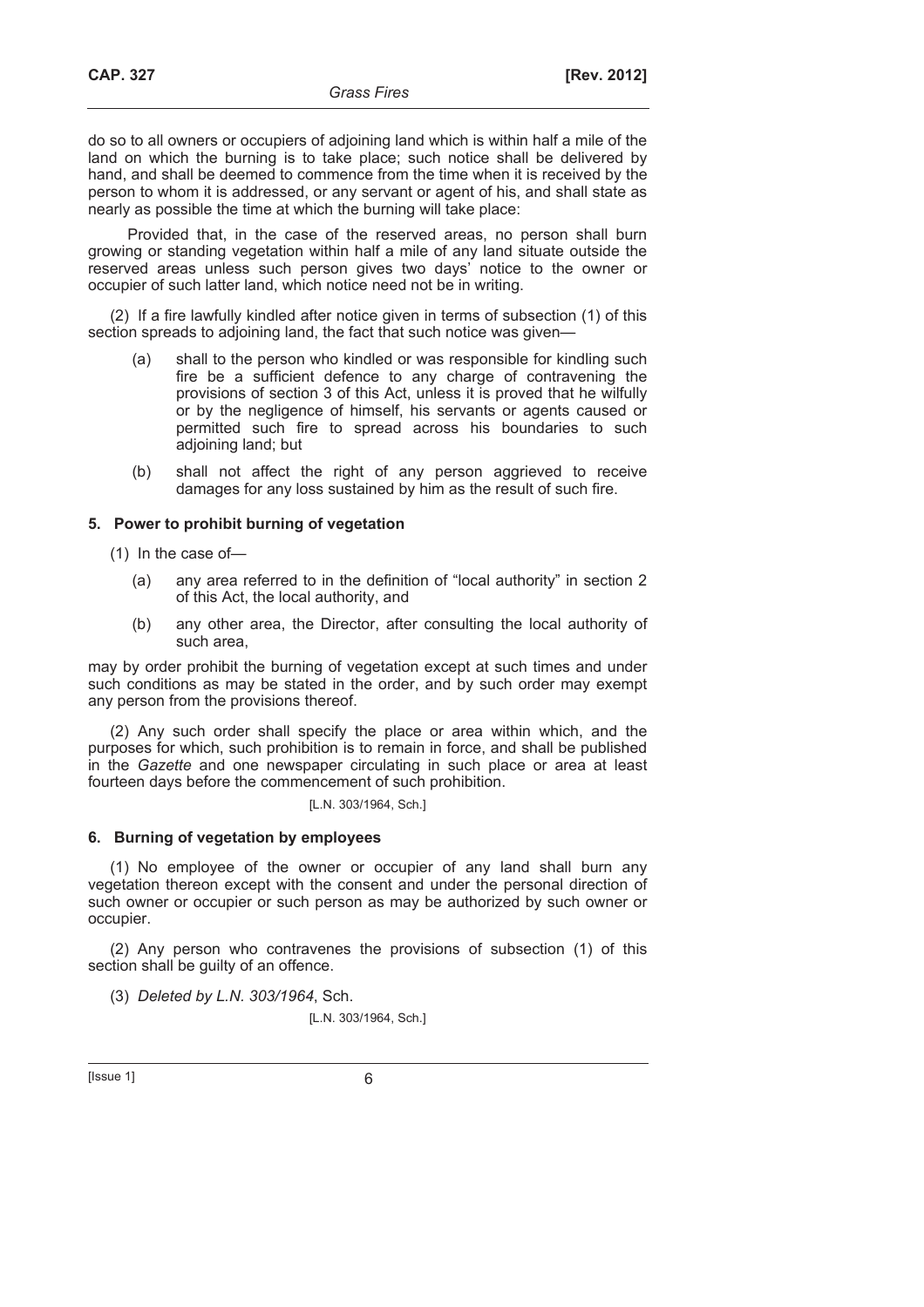do so to all owners or occupiers of adjoining land which is within half a mile of the land on which the burning is to take place; such notice shall be delivered by hand, and shall be deemed to commence from the time when it is received by the person to whom it is addressed, or any servant or agent of his, and shall state as nearly as possible the time at which the burning will take place:

Provided that, in the case of the reserved areas, no person shall burn growing or standing vegetation within half a mile of any land situate outside the reserved areas unless such person gives two days' notice to the owner or occupier of such latter land, which notice need not be in writing.

(2) If a fire lawfully kindled after notice given in terms of subsection (1) of this section spreads to adjoining land, the fact that such notice was given—

(a) shall to the person who kindled or was responsible for kindling such fire be a sufficient defence to any charge of contravening the provisions of section 3 of this Act, unless it is proved that he wilfully or by the negligence of himself, his servants or agents caused or permitted such fire to spread across his boundaries to such adjoining land; but

(b) shall not affect the right of any person aggrieved to receive damages for any loss sustained by him as the result of such fire.

### 5. Power to prohibit burning of vegetation

(1) In the case of—

(a) any area referred to in the definition of "local authority" in section 2 of this Act, the local authority, and

(b) any other area, the Director, after consulting the local authority of such area,

may by order prohibit the burning of vegetation except at such times and under such conditions as may be stated in the order, and by such order may exempt any person from the provisions thereof.

(2) Any such order shall specify the place or area within which, and the purposes for which, such prohibition is to remain in force, and shall be published in the *Gazette* and one newspaper circulating in such place or area at least fourteen days before the commencement of such prohibition.

[L.N. 303/1964, Sch.]

### 6. Burning of vegetation by employees

(1) No employee of the owner or occupier of any land shall burn any vegetation thereon except with the consent and under the personal direction of such owner or occupier or such person as may be authorized by such owner or occupier.

(2) Any person who contravenes the provisions of subsection (1) of this section shall be guilty of an offence.

(3) *Deleted by L.N. 303/1964*, Sch.

[L.N. 303/1964, Sch.]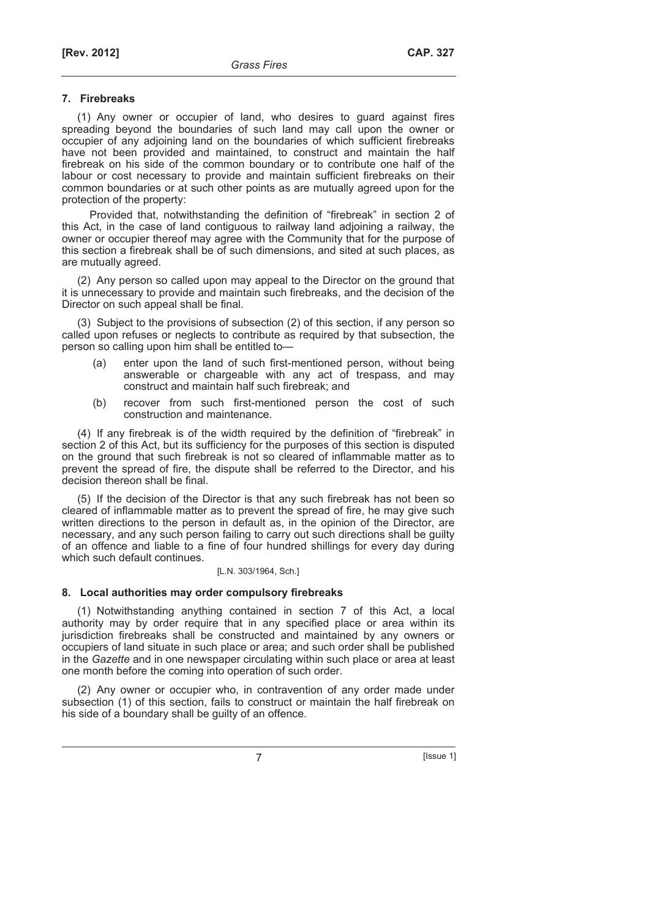### 7. Firebreaks

(1) Any owner or occupier of land, who desires to guard against fires spreading beyond the boundaries of such land may call upon the owner or occupier of any adjoining land on the boundaries of which sufficient firebreaks have not been provided and maintained, to construct and maintain the half firebreak on his side of the common boundary or to contribute one half of the labour or cost necessary to provide and maintain sufficient firebreaks on their common boundaries or at such other points as are mutually agreed upon for the protection of the property:

Provided that, notwithstanding the definition of "firebreak" in section 2 of this Act, in the case of land contiguous to railway land adjoining a railway, the owner or occupier thereof may agree with the Community that for the purpose of this section a firebreak shall be of such dimensions, and sited at such places, as are mutually agreed.

(2) Any person so called upon may appeal to the Director on the ground that it is unnecessary to provide and maintain such firebreaks, and the decision of the Director on such appeal shall be final.

(3) Subject to the provisions of subsection (2) of this section, if any person so called upon refuses or neglects to contribute as required by that subsection, the person so calling upon him shall be entitled to—

- (a) enter upon the land of such first-mentioned person, without being answerable or chargeable with any act of trespass, and may construct and maintain half such firebreak; and
- (b) recover from such first-mentioned person the cost of such construction and maintenance.

(4) If any firebreak is of the width required by the definition of "firebreak" in section 2 of this Act, but its sufficiency for the purposes of this section is disputed on the ground that such firebreak is not so cleared of inflammable matter as to prevent the spread of fire, the dispute shall be referred to the Director, and his decision thereon shall be final.

(5) If the decision of the Director is that any such firebreak has not been so cleared of inflammable matter as to prevent the spread of fire, he may give such written directions to the person in default as, in the opinion of the Director, are necessary, and any such person failing to carry out such directions shall be guilty of an offence and liable to a fine of four hundred shillings for every day during which such default continues.

[L.N. 303/1964, Sch.]

### 8. Local authorities may order compulsory firebreaks

(1) Notwithstanding anything contained in section 7 of this Act, a local authority may by order require that in any specified place or area within its jurisdiction firebreaks shall be constructed and maintained by any owners or occupiers of land situate in such place or area; and such order shall be published in the *Gazette* and in one newspaper circulating within such place or area at least one month before the coming into operation of such order.

(2) Any owner or occupier who, in contravention of any order made under subsection (1) of this section, fails to construct or maintain the half firebreak on his side of a boundary shall be guilty of an offence.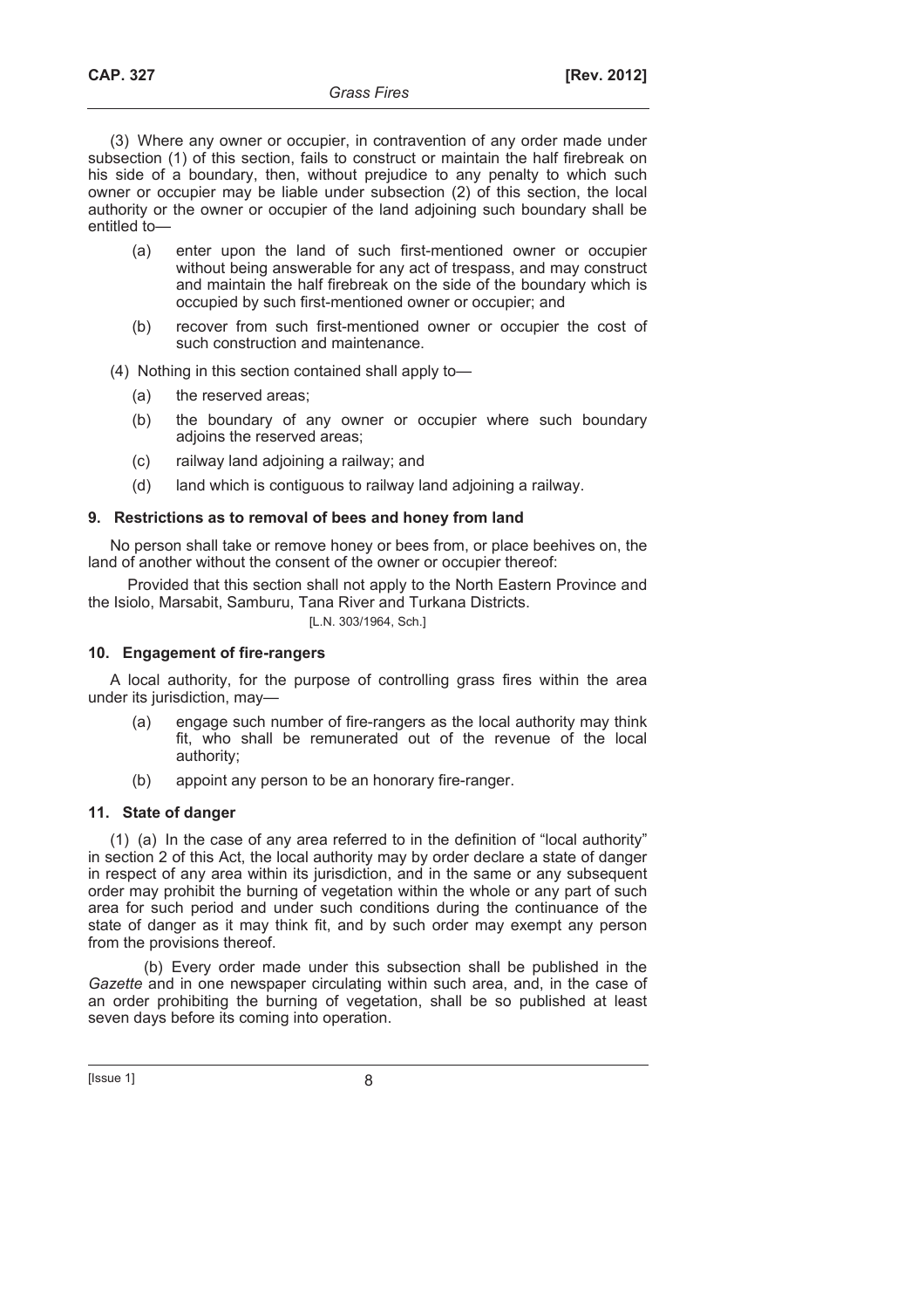(3) Where any owner or occupier, in contravention of any order made under subsection (1) of this section, fails to construct or maintain the half firebreak on his side of a boundary, then, without prejudice to any penalty to which such owner or occupier may be liable under subsection (2) of this section, the local authority or the owner or occupier of the land adjoining such boundary shall be entitled to—

(a) enter upon the land of such first-mentioned owner or occupier without being answerable for any act of trespass, and may construct and maintain the half firebreak on the side of the boundary which is occupied by such first-mentioned owner or occupier; and

(b) recover from such first-mentioned owner or occupier the cost of such construction and maintenance.

(4) Nothing in this section contained shall apply to—

(a) the reserved areas;

(b) the boundary of any owner or occupier where such boundary adjoins the reserved areas;

(c) railway land adjoining a railway; and

(d) land which is contiguous to railway land adjoining a railway.

### 9. Restrictions as to removal of bees and honey from land

No person shall take or remove honey or bees from, or place beehives on, the land of another without the consent of the owner or occupier thereof:

Provided that this section shall not apply to the North Eastern Province and the Isiolo, Marsabit, Samburu, Tana River and Turkana Districts.

[L.N. 303/1964, Sch.]

### 10. Engagement of fire-rangers

A local authority, for the purpose of controlling grass fires within the area under its jurisdiction, may—

(a) engage such number of fire-rangers as the local authority may think fit, who shall be remunerated out of the revenue of the local authority;

(b) appoint any person to be an honorary fire-ranger.

### 11. State of danger

(1) (a) In the case of any area referred to in the definition of "local authority" in section 2 of this Act, the local authority may by order declare a state of danger in respect of any area within its jurisdiction, and in the same or any subsequent order may prohibit the burning of vegetation within the whole or any part of such area for such period and under such conditions during the continuance of the state of danger as it may think fit, and by such order may exempt any person from the provisions thereof.

(b) Every order made under this subsection shall be published in the *Gazette* and in one newspaper circulating within such area, and, in the case of an order prohibiting the burning of vegetation, shall be so published at least seven days before its coming into operation.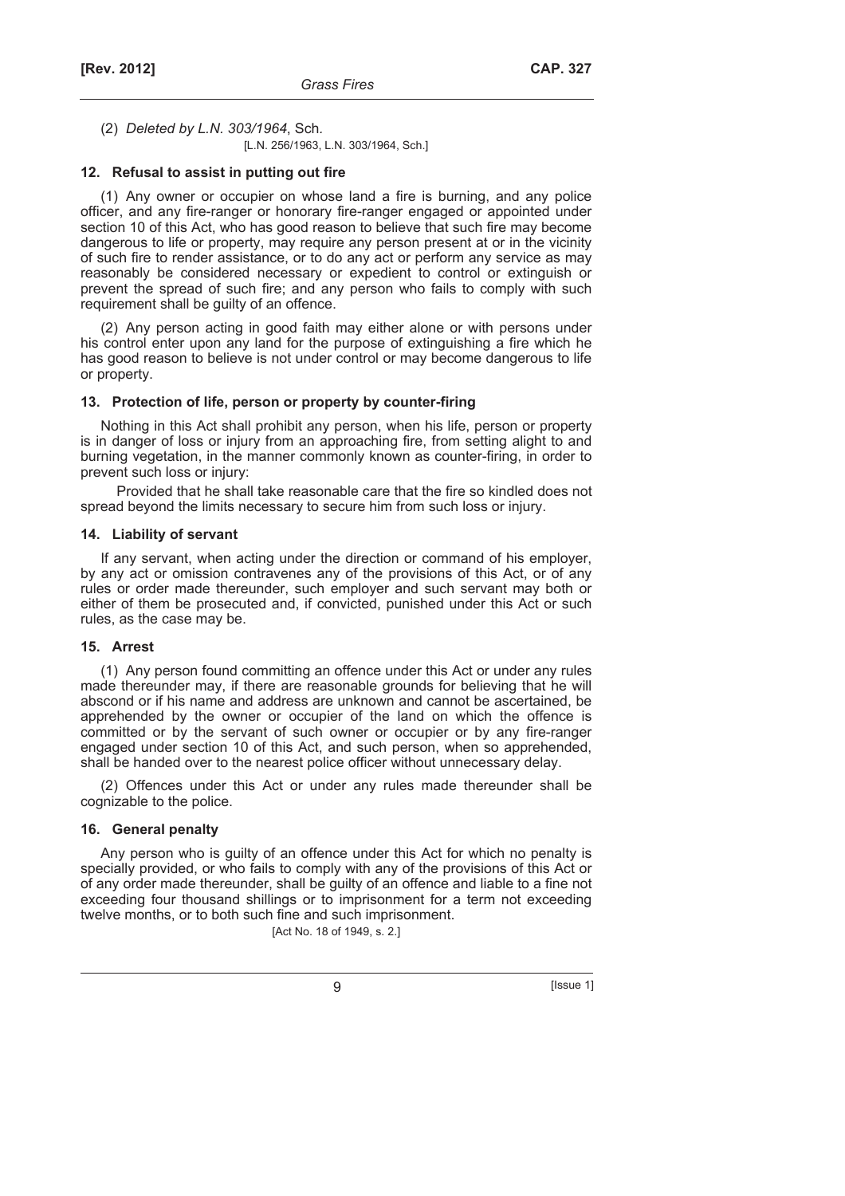(2) *Deleted by L.N. 303/1964*, Sch.

[L.N. 256/1963, L.N. 303/1964, Sch.]

### 12. Refusal to assist in putting out fire

(1) Any owner or occupier on whose land a fire is burning, and any police officer, and any fire-ranger or honorary fire-ranger engaged or appointed under section 10 of this Act, who has good reason to believe that such fire may become dangerous to life or property, may require any person present at or in the vicinity of such fire to render assistance, or to do any act or perform any service as may reasonably be considered necessary or expedient to control or extinguish or prevent the spread of such fire; and any person who fails to comply with such requirement shall be guilty of an offence.

(2) Any person acting in good faith may either alone or with persons under his control enter upon any land for the purpose of extinguishing a fire which he has good reason to believe is not under control or may become dangerous to life or property.

### 13. Protection of life, person or property by counter-firing

Nothing in this Act shall prohibit any person, when his life, person or property is in danger of loss or injury from an approaching fire, from setting alight to and burning vegetation, in the manner commonly known as counter-firing, in order to prevent such loss or injury:

Provided that he shall take reasonable care that the fire so kindled does not spread beyond the limits necessary to secure him from such loss or injury.

### 14. Liability of servant

If any servant, when acting under the direction or command of his employer, by any act or omission contravenes any of the provisions of this Act, or of any rules or order made thereunder, such employer and such servant may both or either of them be prosecuted and, if convicted, punished under this Act or such rules, as the case may be.

### 15. Arrest

(1) Any person found committing an offence under this Act or under any rules made thereunder may, if there are reasonable grounds for believing that he will abscond or if his name and address are unknown and cannot be ascertained, be apprehended by the owner or occupier of the land on which the offence is committed or by the servant of such owner or occupier or by any fire-ranger engaged under section 10 of this Act, and such person, when so apprehended, shall be handed over to the nearest police officer without unnecessary delay.

(2) Offences under this Act or under any rules made thereunder shall be cognizable to the police.

### 16. General penalty

Any person who is guilty of an offence under this Act for which no penalty is specially provided, or who fails to comply with any of the provisions of this Act or of any order made thereunder, shall be guilty of an offence and liable to a fine not exceeding four thousand shillings or to imprisonment for a term not exceeding twelve months, or to both such fine and such imprisonment.

[Act No. 18 of 1949, s. 2.]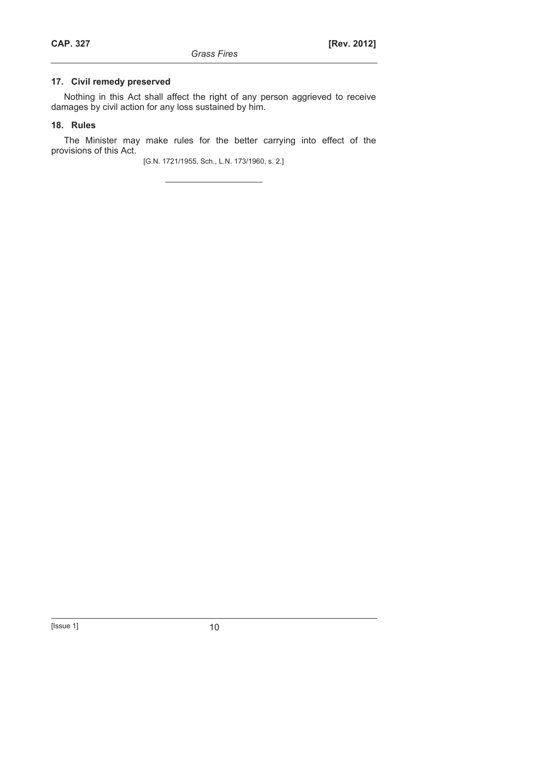## 17. Civil remedy preserved

Nothing in this Act shall affect the right of any person aggrieved to receive damages by civil action for any loss sustained by him.

## 18. Rules

The Minister may make rules for the better carrying into effect of the provisions of this Act.

[G.N. 1721/1955, Sch., L.N. 173/1960, s. 2.]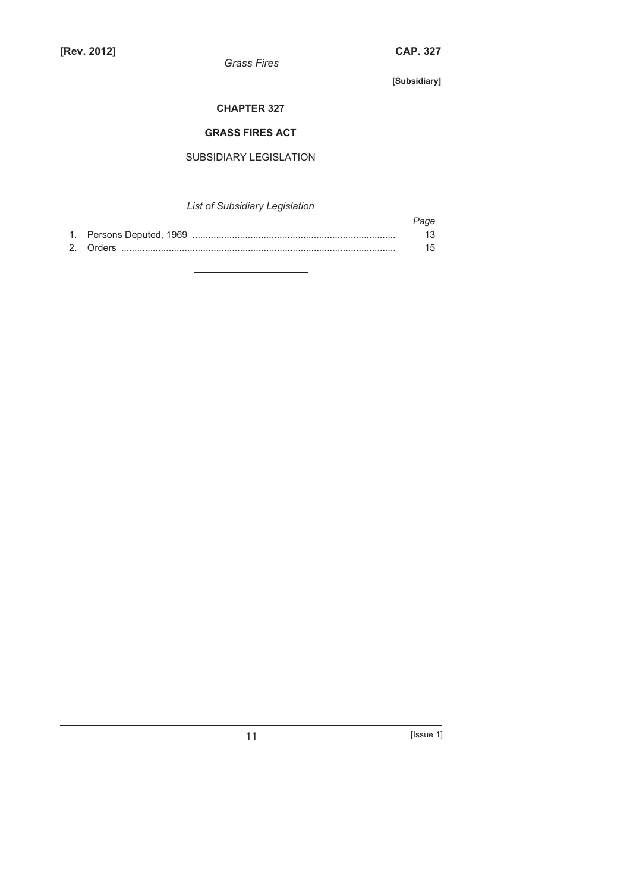**[Subsidiary]**

## CHAPTER 327

## GRASS FIRES ACT

SUBSIDIARY LEGISLATION

---

*List of Subsidiary Legislation*

| | | *Page* |
|---|---|---|
| 1. | Persons Deputed, 1969 | 13 |
| 2. | Orders | 15 |

---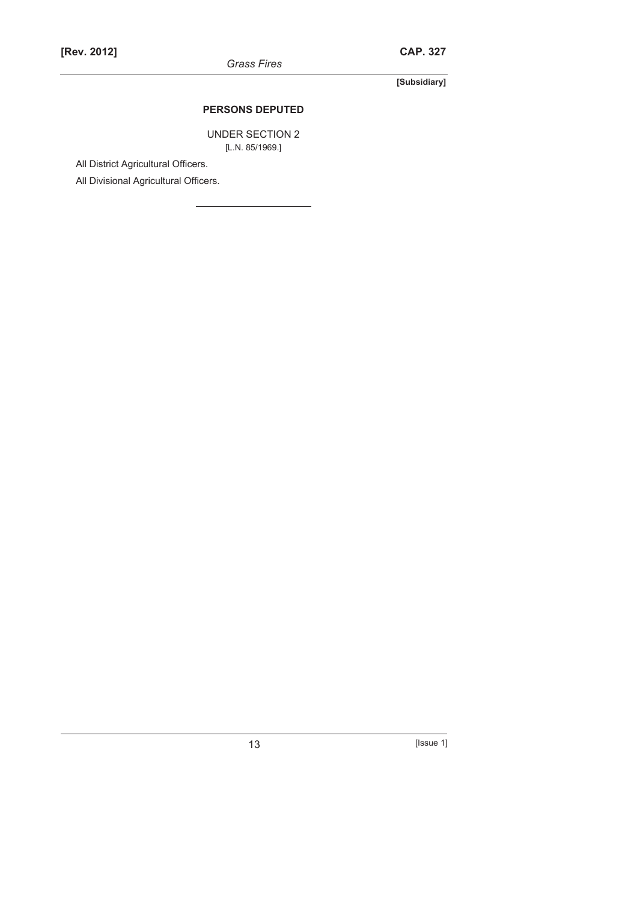[Subsidiary]

## PERSONS DEPUTED

UNDER SECTION 2

[L.N. 85/1969.]

All District Agricultural Officers.

All Divisional Agricultural Officers.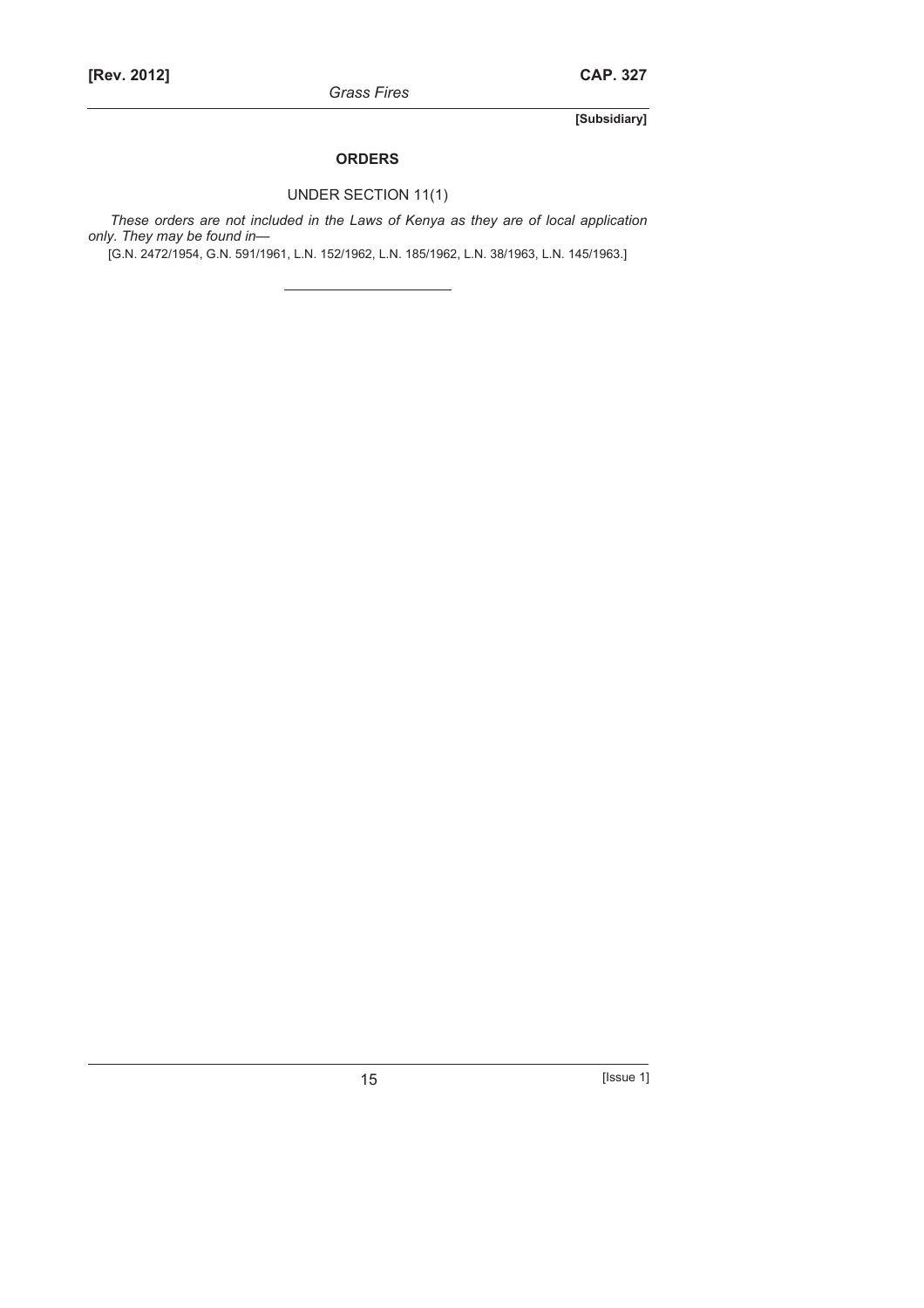[Subsidiary]

## ORDERS

UNDER SECTION 11(1)

*These orders are not included in the Laws of Kenya as they are of local application only. They may be found in—*

[G.N. 2472/1954, G.N. 591/1961, L.N. 152/1962, L.N. 185/1962, L.N. 38/1963, L.N. 145/1963.]